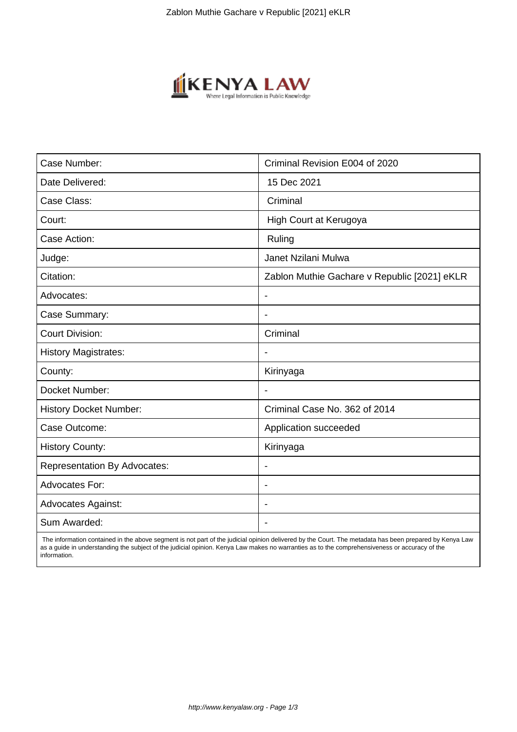| Case Number: | Criminal Revision E004 of 2020 |
|---|---|
| Date Delivered: | 15 Dec 2021 |
| Case Class: | Criminal |
| Court: | High Court at Kerugoya |
| Case Action: | Ruling |
| Judge: | Janet Nzilani Mulwa |
| Citation: | Zablon Muthie Gachare v Republic [2021] eKLR |
| Advocates: | - |
| Case Summary: | - |
| Court Division: | Criminal |
| History Magistrates: | - |
| County: | Kirinyaga |
| Docket Number: | - |
| History Docket Number: | Criminal Case No. 362 of 2014 |
| Case Outcome: | Application succeeded |
| History County: | Kirinyaga |
| Representation By Advocates: | - |
| Advocates For: | - |
| Advocates Against: | - |
| Sum Awarded: | - |

The information contained in the above segment is not part of the judicial opinion delivered by the Court. The metadata has been prepared by Kenya Law as a guide in understanding the subject of the judicial opinion. Kenya Law makes no warranties as to the comprehensiveness or accuracy of the information.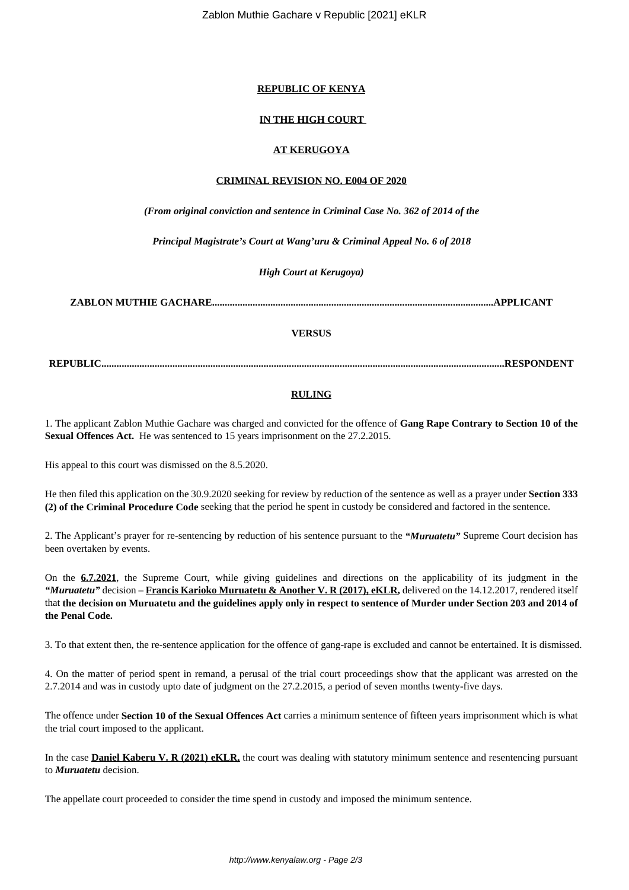**REPUBLIC OF KENYA**

**IN THE HIGH COURT**

**AT KERUGOYA**

**CRIMINAL REVISION NO. E004 OF 2020**

***(From original conviction and sentence in Criminal Case No. 362 of 2014 of the***

***Principal Magistrate's Court at Wang'uru & Criminal Appeal No. 6 of 2018***

***High Court at Kerugoya)***

**ZABLON MUTHIE GACHARE.............................................................................................................APPLICANT**

**VERSUS**

**REPUBLIC.............................................................................................................................................RESPONDENT**

**RULING**

1. The applicant Zablon Muthie Gachare was charged and convicted for the offence of **Gang Rape Contrary to Section 10 of the Sexual Offences Act.** He was sentenced to 15 years imprisonment on the 27.2.2015.

His appeal to this court was dismissed on the 8.5.2020.

He then filed this application on the 30.9.2020 seeking for review by reduction of the sentence as well as a prayer under **Section 333 (2) of the Criminal Procedure Code** seeking that the period he spent in custody be considered and factored in the sentence.

2. The Applicant's prayer for re-sentencing by reduction of his sentence pursuant to the ***"Muruatetu"*** Supreme Court decision has been overtaken by events.

On the **6.7.2021**, the Supreme Court, while giving guidelines and directions on the applicability of its judgment in the ***"Muruatetu"*** decision – **Francis Karioko Muruatetu & Another V. R (2017), eKLR,** delivered on the 14.12.2017, rendered itself that **the decision on Muruatetu and the guidelines apply only in respect to sentence of Murder under Section 203 and 2014 of the Penal Code.**

3. To that extent then, the re-sentence application for the offence of gang-rape is excluded and cannot be entertained. It is dismissed.

4. On the matter of period spent in remand, a perusal of the trial court proceedings show that the applicant was arrested on the 2.7.2014 and was in custody upto date of judgment on the 27.2.2015, a period of seven months twenty-five days.

The offence under **Section 10 of the Sexual Offences Act** carries a minimum sentence of fifteen years imprisonment which is what the trial court imposed to the applicant.

In the case **Daniel Kaberu V. R (2021) eKLR,** the court was dealing with statutory minimum sentence and resentencing pursuant to ***Muruatetu*** decision.

The appellate court proceeded to consider the time spend in custody and imposed the minimum sentence.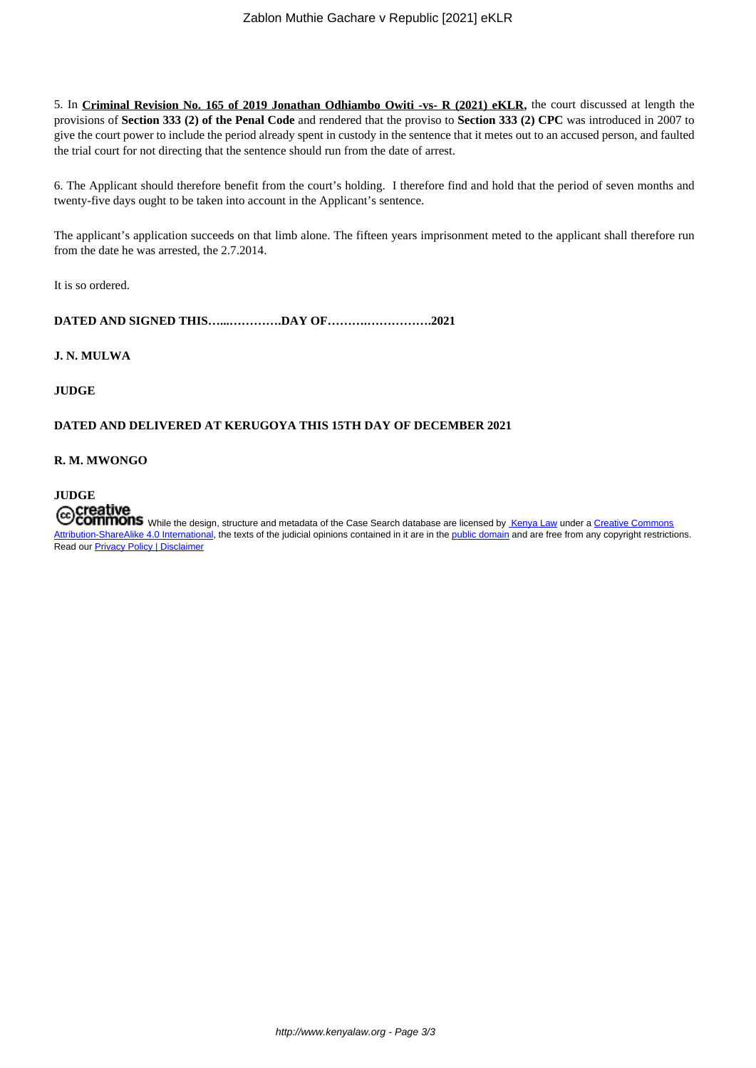5. In **Criminal Revision No. 165 of 2019 Jonathan Odhiambo Owiti -vs- R (2021) eKLR,** the court discussed at length the provisions of **Section 333 (2) of the Penal Code** and rendered that the proviso to **Section 333 (2) CPC** was introduced in 2007 to give the court power to include the period already spent in custody in the sentence that it metes out to an accused person, and faulted the trial court for not directing that the sentence should run from the date of arrest.

6. The Applicant should therefore benefit from the court's holding. I therefore find and hold that the period of seven months and twenty-five days ought to be taken into account in the Applicant's sentence.

The applicant's application succeeds on that limb alone. The fifteen years imprisonment meted to the applicant shall therefore run from the date he was arrested, the 2.7.2014.

It is so ordered.

**DATED AND SIGNED THIS…...………….DAY OF……….…………….2021**

**J. N. MULWA**

**JUDGE**

**DATED AND DELIVERED AT KERUGOYA THIS 15TH DAY OF DECEMBER 2021**

**R. M. MWONGO**

**JUDGE**

While the design, structure and metadata of the Case Search database are licensed by Kenya Law under a Creative Commons Attribution-ShareAlike 4.0 International, the texts of the judicial opinions contained in it are in the public domain and are free from any copyright restrictions. Read our Privacy Policy | Disclaimer